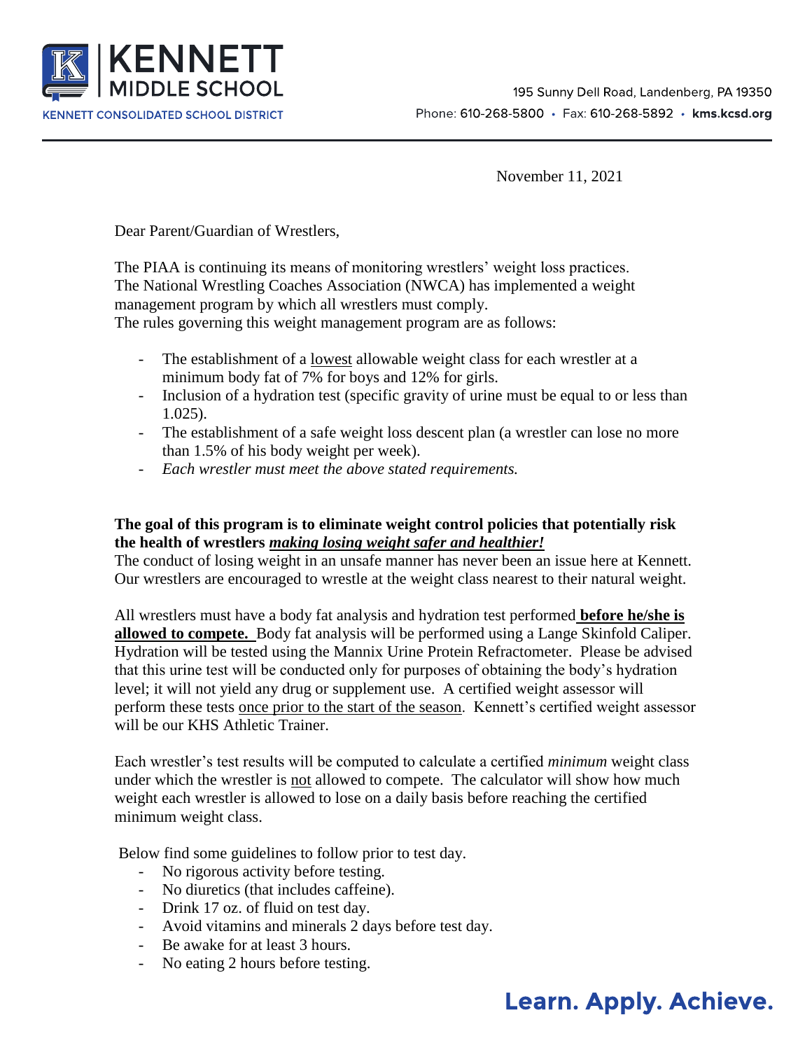**KENNETT MIDDLE SCHOOL**
KENNETT CONSOLIDATED SCHOOL DISTRICT

195 Sunny Dell Road, Landenberg, PA 19350
Phone: 610-268-5800 • Fax: 610-268-5892 • **kms.kcsd.org**

November 11, 2021

Dear Parent/Guardian of Wrestlers,

The PIAA is continuing its means of monitoring wrestlers' weight loss practices. The National Wrestling Coaches Association (NWCA) has implemented a weight management program by which all wrestlers must comply.
The rules governing this weight management program are as follows:

- The establishment of a <u>lowest</u> allowable weight class for each wrestler at a minimum body fat of 7% for boys and 12% for girls.
- Inclusion of a hydration test (specific gravity of urine must be equal to or less than 1.025).
- The establishment of a safe weight loss descent plan (a wrestler can lose no more than 1.5% of his body weight per week).
- *Each wrestler must meet the above stated requirements.*

**The goal of this program is to eliminate weight control policies that potentially risk the health of wrestlers *<u>making losing weight safer and healthier!</u>***
The conduct of losing weight in an unsafe manner has never been an issue here at Kennett. Our wrestlers are encouraged to wrestle at the weight class nearest to their natural weight.

All wrestlers must have a body fat analysis and hydration test performed **<u>before he/she is allowed to compete.</u>** Body fat analysis will be performed using a Lange Skinfold Caliper. Hydration will be tested using the Mannix Urine Protein Refractometer. Please be advised that this urine test will be conducted only for purposes of obtaining the body's hydration level; it will not yield any drug or supplement use. A certified weight assessor will perform these tests <u>once prior to the start of the season</u>. Kennett's certified weight assessor will be our KHS Athletic Trainer.

Each wrestler's test results will be computed to calculate a certified *minimum* weight class under which the wrestler is <u>not</u> allowed to compete. The calculator will show how much weight each wrestler is allowed to lose on a daily basis before reaching the certified minimum weight class.

Below find some guidelines to follow prior to test day.

- No rigorous activity before testing.
- No diuretics (that includes caffeine).
- Drink 17 oz. of fluid on test day.
- Avoid vitamins and minerals 2 days before test day.
- Be awake for at least 3 hours.
- No eating 2 hours before testing.

**Learn. Apply. Achieve.**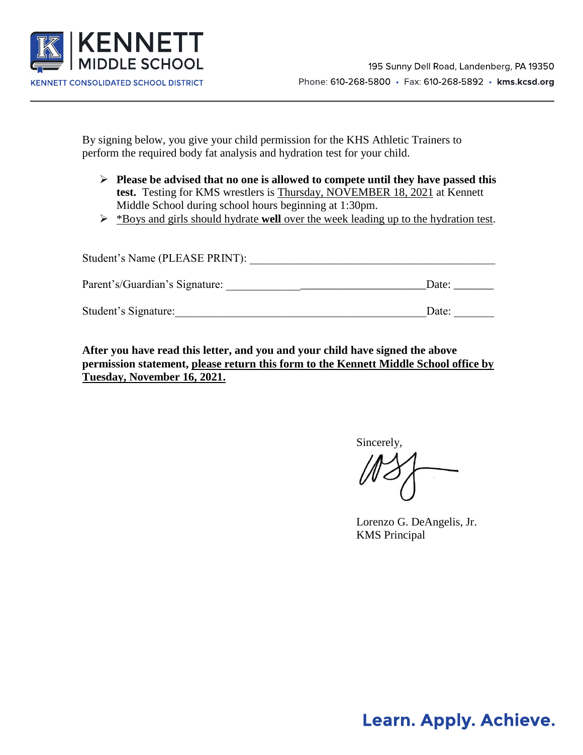KENNETT MIDDLE SCHOOL
KENNETT CONSOLIDATED SCHOOL DISTRICT

195 Sunny Dell Road, Landenberg, PA 19350
Phone: 610-268-5800 • Fax: 610-268-5892 • **kms.kcsd.org**

---

By signing below, you give your child permission for the KHS Athletic Trainers to perform the required body fat analysis and hydration test for your child.

- **Please be advised that no one is allowed to compete until they have passed this test.** Testing for KMS wrestlers is <u>Thursday, NOVEMBER 18, 2021</u> at Kennett Middle School during school hours beginning at 1:30pm.
- <u>*Boys and girls should hydrate **well** over the week leading up to the hydration test</u>.

Student's Name (PLEASE PRINT): ___________________________________________

Parent's/Guardian's Signature: ___________________________________Date: _______

Student's Signature:_____________________________________________Date: _______

**After you have read this letter, and you and your child have signed the above permission statement, <u>please return this form to the Kennett Middle School office by Tuesday, November 16, 2021.</u>**

Sincerely,

Lorenzo G. DeAngelis, Jr.
KMS Principal

**Learn. Apply. Achieve.**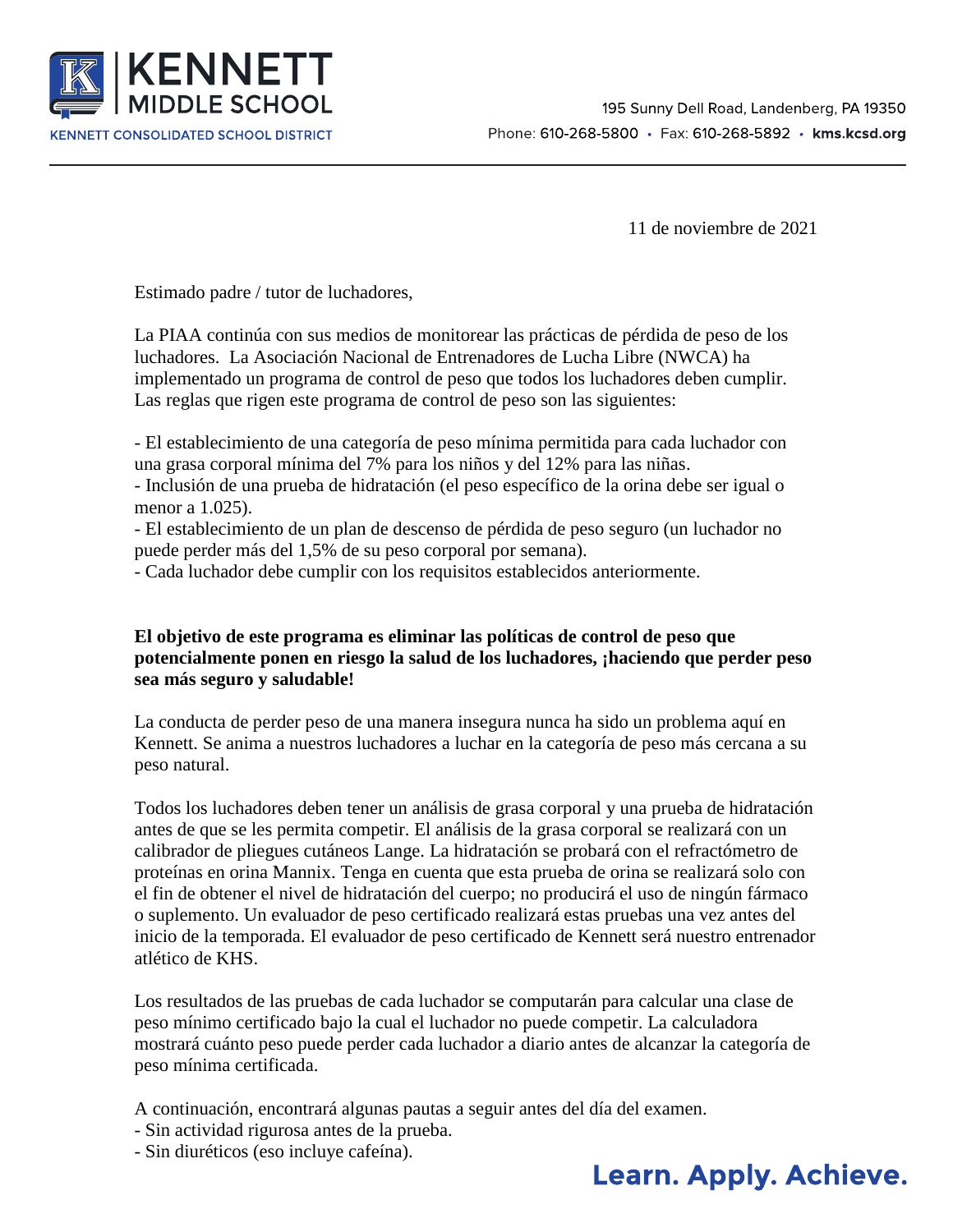KENNETT MIDDLE SCHOOL

KENNETT CONSOLIDATED SCHOOL DISTRICT

195 Sunny Dell Road, Landenberg, PA 19350

Phone: 610-268-5800 • Fax: 610-268-5892 • kms.kcsd.org

11 de noviembre de 2021

Estimado padre / tutor de luchadores,

La PIAA continúa con sus medios de monitorear las prácticas de pérdida de peso de los luchadores. La Asociación Nacional de Entrenadores de Lucha Libre (NWCA) ha implementado un programa de control de peso que todos los luchadores deben cumplir. Las reglas que rigen este programa de control de peso son las siguientes:

- El establecimiento de una categoría de peso mínima permitida para cada luchador con una grasa corporal mínima del 7% para los niños y del 12% para las niñas.
- Inclusión de una prueba de hidratación (el peso específico de la orina debe ser igual o menor a 1.025).
- El establecimiento de un plan de descenso de pérdida de peso seguro (un luchador no puede perder más del 1,5% de su peso corporal por semana).
- Cada luchador debe cumplir con los requisitos establecidos anteriormente.

**El objetivo de este programa es eliminar las políticas de control de peso que potencialmente ponen en riesgo la salud de los luchadores, ¡haciendo que perder peso sea más seguro y saludable!**

La conducta de perder peso de una manera insegura nunca ha sido un problema aquí en Kennett. Se anima a nuestros luchadores a luchar en la categoría de peso más cercana a su peso natural.

Todos los luchadores deben tener un análisis de grasa corporal y una prueba de hidratación antes de que se les permita competir. El análisis de la grasa corporal se realizará con un calibrador de pliegues cutáneos Lange. La hidratación se probará con el refractómetro de proteínas en orina Mannix. Tenga en cuenta que esta prueba de orina se realizará solo con el fin de obtener el nivel de hidratación del cuerpo; no producirá el uso de ningún fármaco o suplemento. Un evaluador de peso certificado realizará estas pruebas una vez antes del inicio de la temporada. El evaluador de peso certificado de Kennett será nuestro entrenador atlético de KHS.

Los resultados de las pruebas de cada luchador se computarán para calcular una clase de peso mínimo certificado bajo la cual el luchador no puede competir. La calculadora mostrará cuánto peso puede perder cada luchador a diario antes de alcanzar la categoría de peso mínima certificada.

A continuación, encontrará algunas pautas a seguir antes del día del examen.
- Sin actividad rigurosa antes de la prueba.
- Sin diuréticos (eso incluye cafeína).

Learn. Apply. Achieve.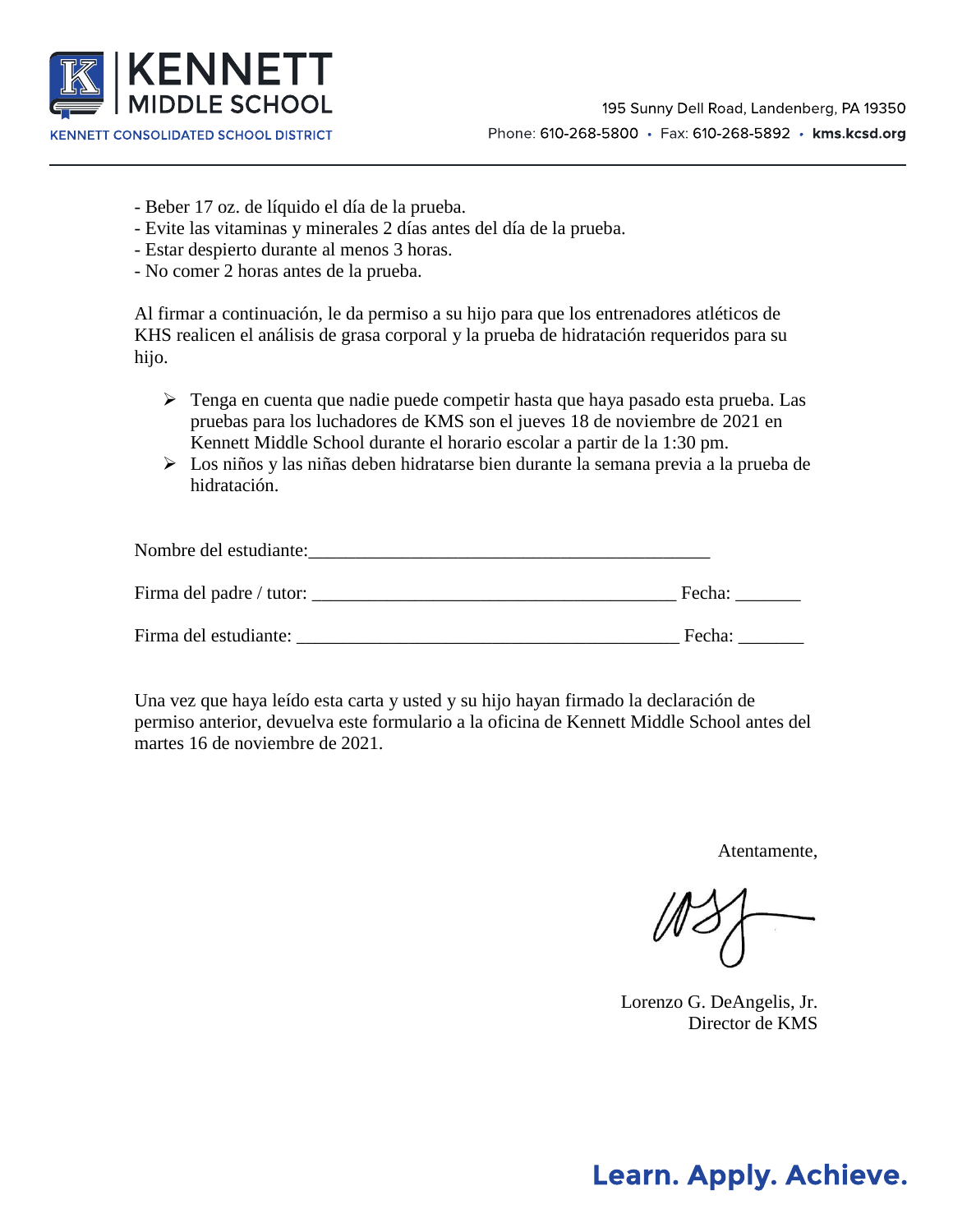- Beber 17 oz. de líquido el día de la prueba.
- Evite las vitaminas y minerales 2 días antes del día de la prueba.
- Estar despierto durante al menos 3 horas.
- No comer 2 horas antes de la prueba.

Al firmar a continuación, le da permiso a su hijo para que los entrenadores atléticos de KHS realicen el análisis de grasa corporal y la prueba de hidratación requeridos para su hijo.

- Tenga en cuenta que nadie puede competir hasta que haya pasado esta prueba. Las pruebas para los luchadores de KMS son el jueves 18 de noviembre de 2021 en Kennett Middle School durante el horario escolar a partir de la 1:30 pm.
- Los niños y las niñas deben hidratarse bien durante la semana previa a la prueba de hidratación.

Nombre del estudiante:_____________________________________________

Firma del padre / tutor: ________________________________________ Fecha: _______

Firma del estudiante: __________________________________________ Fecha: _______

Una vez que haya leído esta carta y usted y su hijo hayan firmado la declaración de permiso anterior, devuelva este formulario a la oficina de Kennett Middle School antes del martes 16 de noviembre de 2021.

Atentamente,

Lorenzo G. DeAngelis, Jr.
Director de KMS